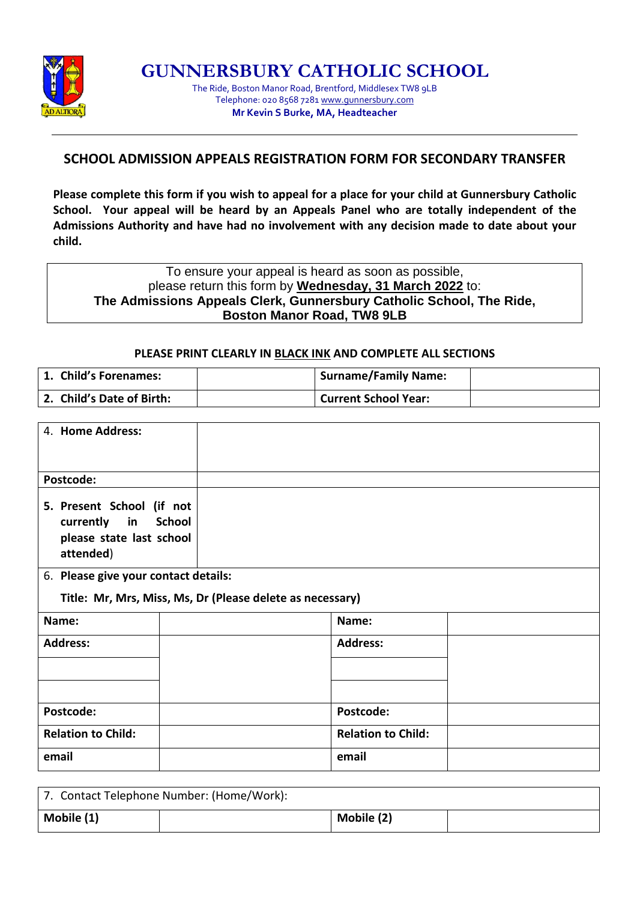# GUNNERSBURY CATHOLIC SCHOOL

The Ride, Boston Manor Road, Brentford, Middlesex TW8 9LB
Telephone: 020 8568 7281 www.gunnersbury.com
**Mr Kevin S Burke, MA, Headteacher**

---

## SCHOOL ADMISSION APPEALS REGISTRATION FORM FOR SECONDARY TRANSFER

**Please complete this form if you wish to appeal for a place for your child at Gunnersbury Catholic School. Your appeal will be heard by an Appeals Panel who are totally independent of the Admissions Authority and have had no involvement with any decision made to date about your child.**

> To ensure your appeal is heard as soon as possible,
> please return this form by **Wednesday, 31 March 2022** to:
> **The Admissions Appeals Clerk, Gunnersbury Catholic School, The Ride, Boston Manor Road, TW8 9LB**

**PLEASE PRINT CLEARLY IN BLACK INK AND COMPLETE ALL SECTIONS**

| 1. Child's Forenames: | | Surname/Family Name: | |
|---|---|---|---|
| 2. Child's Date of Birth: | | Current School Year: | |

| 4. Home Address: | |
|---|---|
| Postcode: | |
| 5. Present School (if not currently in School please state last school attended) | |

6. **Please give your contact details:**

**Title: Mr, Mrs, Miss, Ms, Dr (Please delete as necessary)**

| Name: | | Name: | |
|---|---|---|---|
| Address: | | Address: | |
| | | | |
| | | | |
| Postcode: | | Postcode: | |
| Relation to Child: | | Relation to Child: | |
| email | | email | |

| 7. Contact Telephone Number: (Home/Work): | | | |
|---|---|---|---|
| Mobile (1) | | Mobile (2) | |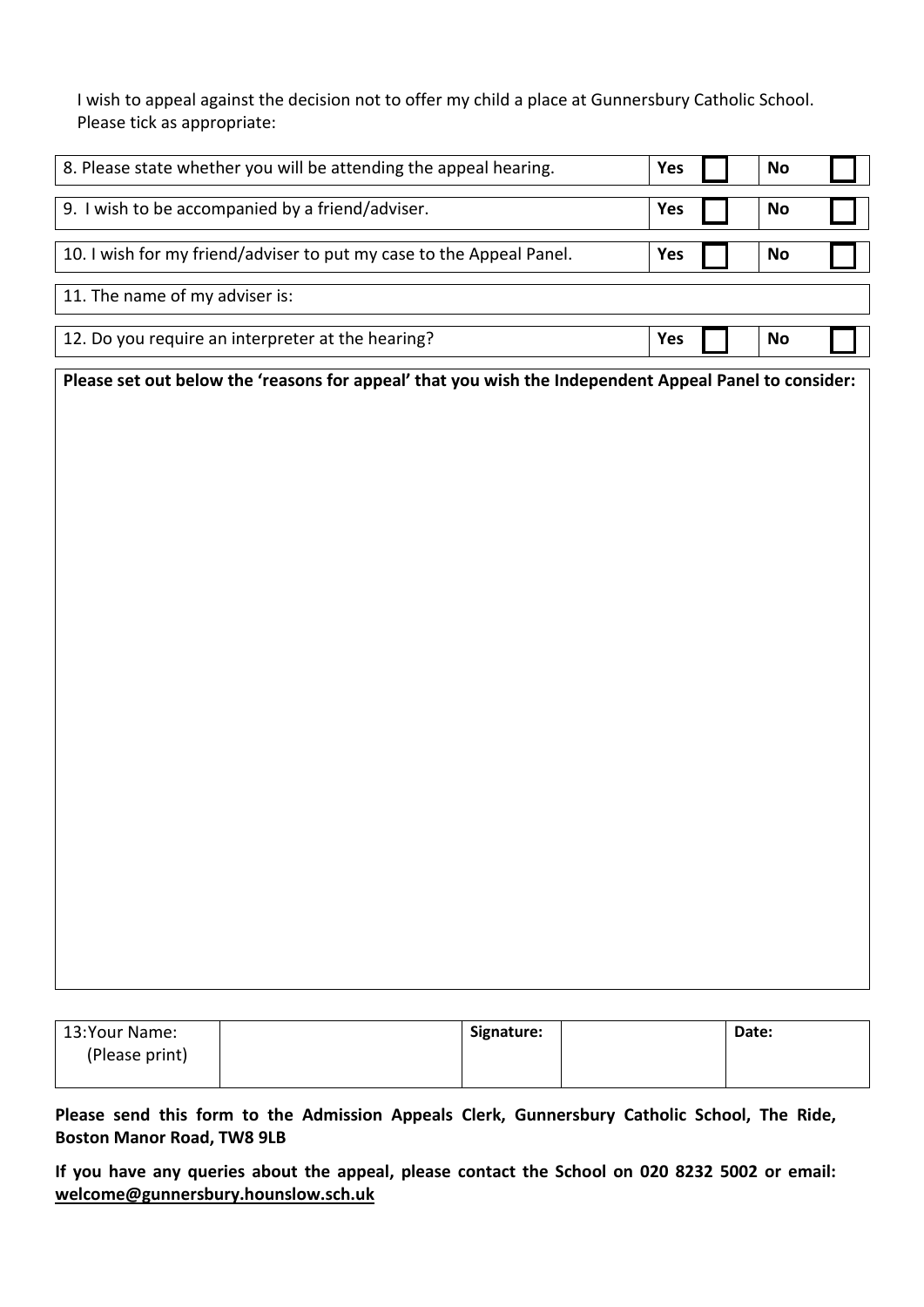I wish to appeal against the decision not to offer my child a place at Gunnersbury Catholic School.
Please tick as appropriate:

| | | | | |
|---|---|---|---|---|
| 8. Please state whether you will be attending the appeal hearing. | **Yes** | ☐ | **No** | ☐ |
| 9. I wish to be accompanied by a friend/adviser. | **Yes** | ☐ | **No** | ☐ |
| 10. I wish for my friend/adviser to put my case to the Appeal Panel. | **Yes** | ☐ | **No** | ☐ |
| 11. The name of my adviser is: | | | | |
| 12. Do you require an interpreter at the hearing? | **Yes** | ☐ | **No** | ☐ |

**Please set out below the 'reasons for appeal' that you wish the Independent Appeal Panel to consider:**

| | | | | | |
|---|---|---|---|---|---|
| 13:Your Name: (Please print) | | **Signature:** | | **Date:** | |

**Please send this form to the Admission Appeals Clerk, Gunnersbury Catholic School, The Ride, Boston Manor Road, TW8 9LB**

**If you have any queries about the appeal, please contact the School on 020 8232 5002 or email: welcome@gunnersbury.hounslow.sch.uk**